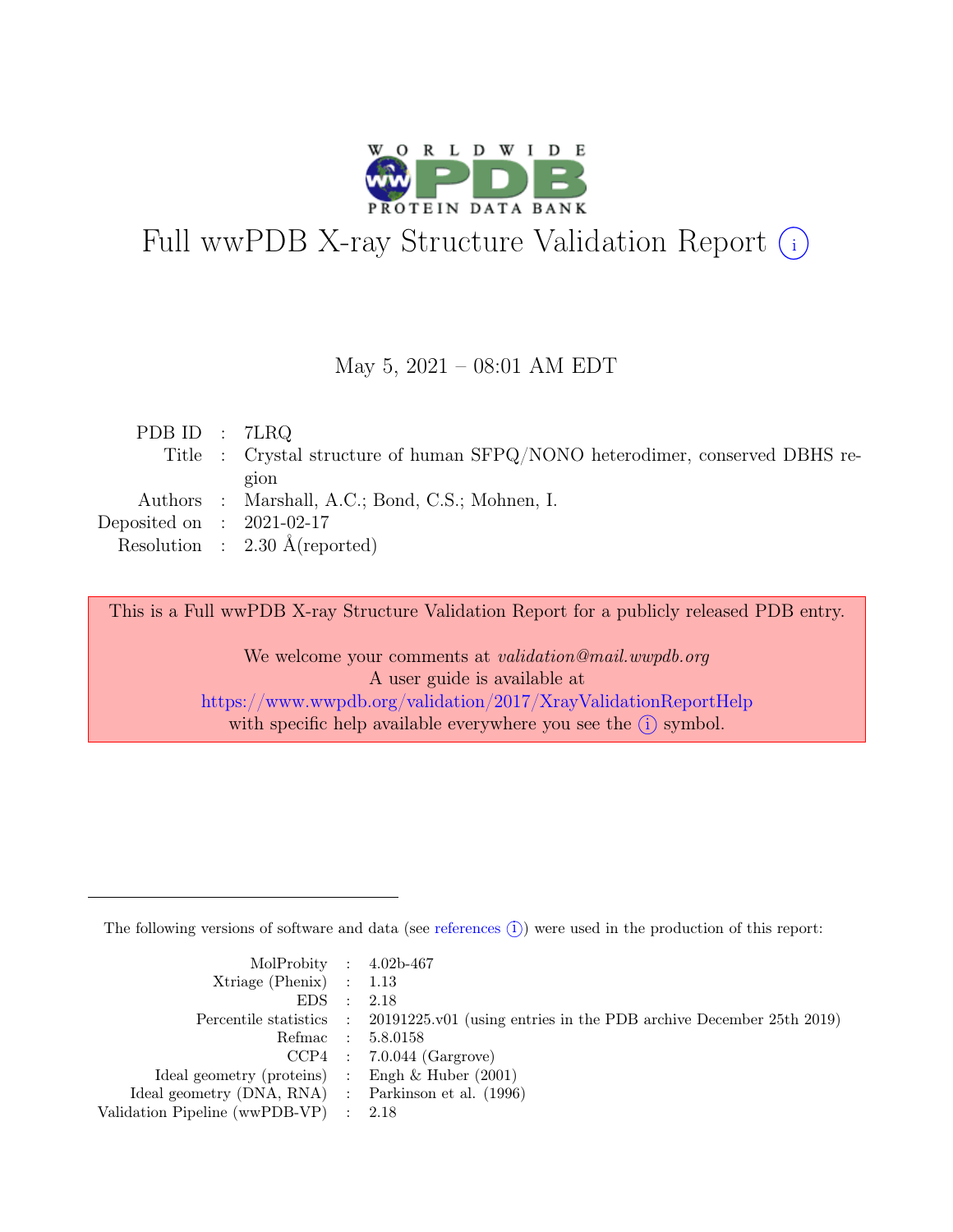# Full wwPDB X-ray Structure Validation Report (i)

May 5, 2021 – 08:01 AM EDT

| | | |
|---|---|---|
| PDB ID | : | 7LRQ |
| Title | : | Crystal structure of human SFPQ/NONO heterodimer, conserved DBHS region |
| Authors | : | Marshall, A.C.; Bond, C.S.; Mohnen, I. |
| Deposited on | : | 2021-02-17 |
| Resolution | : | 2.30 Å(reported) |

This is a Full wwPDB X-ray Structure Validation Report for a publicly released PDB entry.

We welcome your comments at *validation@mail.wwpdb.org*
A user guide is available at
https://www.wwpdb.org/validation/2017/XrayValidationReportHelp
with specific help available everywhere you see the (i) symbol.

---

The following versions of software and data (see references (i)) were used in the production of this report:

| | | |
|---|---|---|
| MolProbity | : | 4.02b-467 |
| Xtriage (Phenix) | : | 1.13 |
| EDS | : | 2.18 |
| Percentile statistics | : | 20191225.v01 (using entries in the PDB archive December 25th 2019) |
| Refmac | : | 5.8.0158 |
| CCP4 | : | 7.0.044 (Gargrove) |
| Ideal geometry (proteins) | : | Engh & Huber (2001) |
| Ideal geometry (DNA, RNA) | : | Parkinson et al. (1996) |
| Validation Pipeline (wwPDB-VP) | : | 2.18 |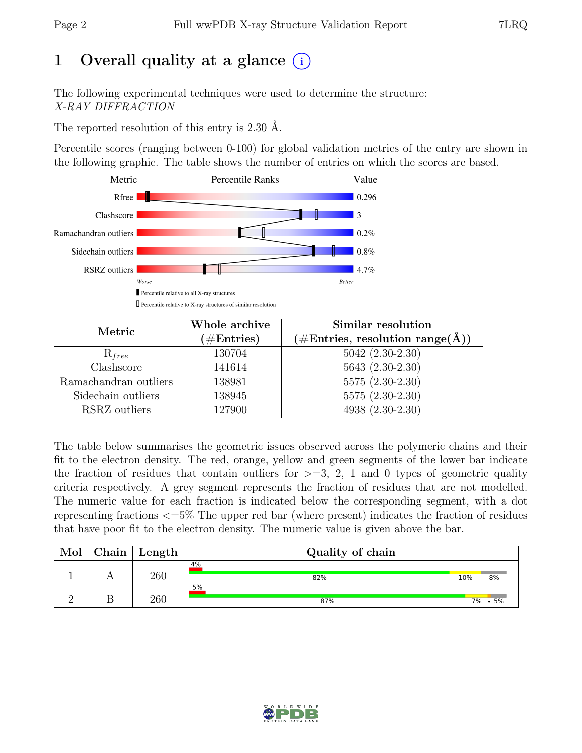# 1 Overall quality at a glance (i)

The following experimental techniques were used to determine the structure:
*X-RAY DIFFRACTION*

The reported resolution of this entry is 2.30 Å.

Percentile scores (ranging between 0-100) for global validation metrics of the entry are shown in the following graphic. The table shows the number of entries on which the scores are based.

| Metric | Value |
|---|---|
| Rfree | 0.296 |
| Clashscore | 3 |
| Ramachandran outliers | 0.2% |
| Sidechain outliers | 0.8% |
| RSRZ outliers | 4.7% |

Worse — Better

Percentile relative to all X-ray structures

Percentile relative to X-ray structures of similar resolution

| Metric | Whole archive (#Entries) | Similar resolution (#Entries, resolution range(Å)) |
|---|---|---|
| $R_{free}$ | 130704 | 5042 (2.30-2.30) |
| Clashscore | 141614 | 5643 (2.30-2.30) |
| Ramachandran outliers | 138981 | 5575 (2.30-2.30) |
| Sidechain outliers | 138945 | 5575 (2.30-2.30) |
| RSRZ outliers | 127900 | 4938 (2.30-2.30) |

The table below summarises the geometric issues observed across the polymeric chains and their fit to the electron density. The red, orange, yellow and green segments of the lower bar indicate the fraction of residues that contain outliers for >=3, 2, 1 and 0 types of geometric quality criteria respectively. A grey segment represents the fraction of residues that are not modelled. The numeric value for each fraction is indicated below the corresponding segment, with a dot representing fractions <=5% The upper red bar (where present) indicates the fraction of residues that have poor fit to the electron density. The numeric value is given above the bar.

| Mol | Chain | Length | Quality of chain |
|---|---|---|---|
| 1 | A | 260 | 4% / 82% 10% 8% |
| 2 | B | 260 | 5% / 87% 7% • 5% |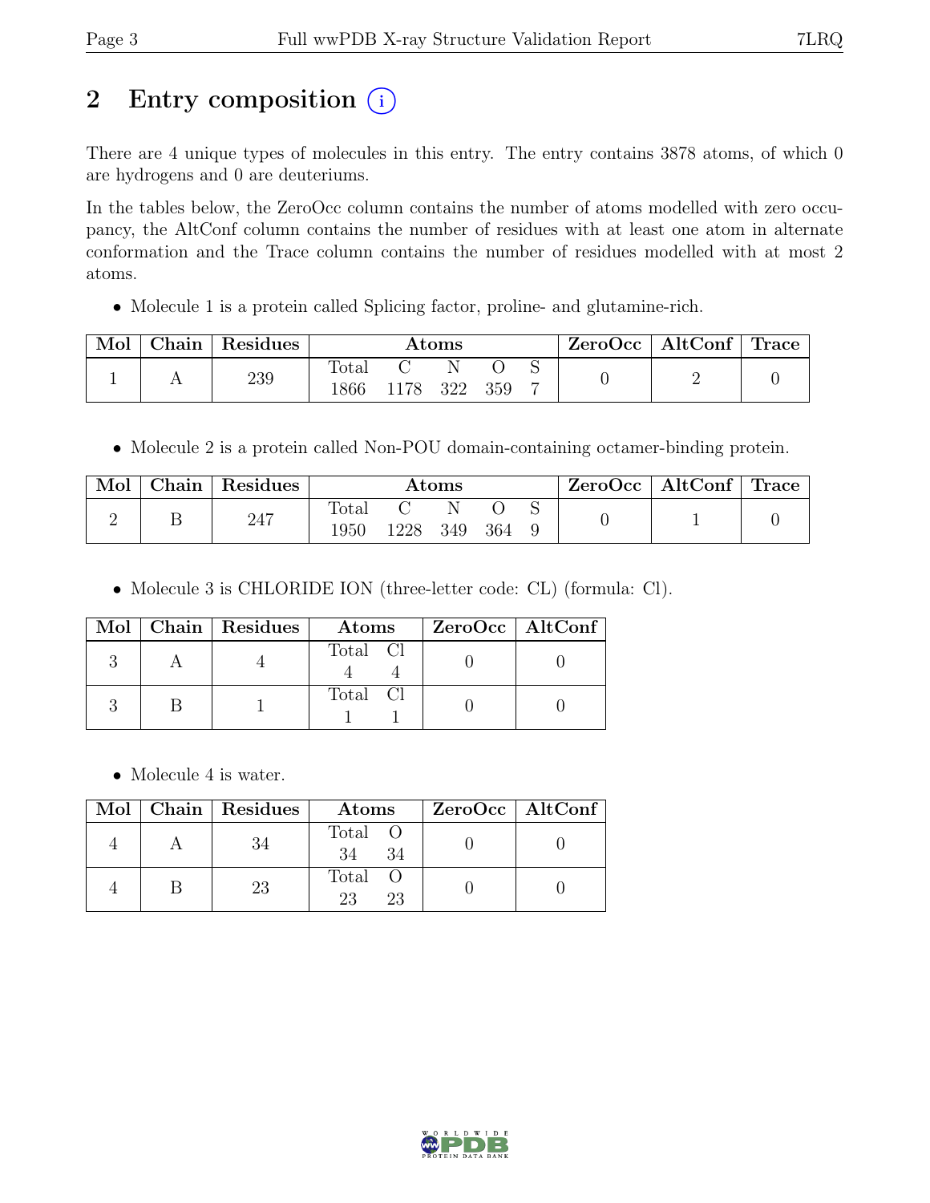# 2 Entry composition

There are 4 unique types of molecules in this entry. The entry contains 3878 atoms, of which 0 are hydrogens and 0 are deuteriums.

In the tables below, the ZeroOcc column contains the number of atoms modelled with zero occupancy, the AltConf column contains the number of residues with at least one atom in alternate conformation and the Trace column contains the number of residues modelled with at most 2 atoms.

- Molecule 1 is a protein called Splicing factor, proline- and glutamine-rich.

| Mol | Chain | Residues | Atoms | | | | | ZeroOcc | AltConf | Trace |
|---|---|---|---|---|---|---|---|---|---|---|
| 1 | A | 239 | Total 1866 | C 1178 | N 322 | O 359 | S 7 | 0 | 2 | 0 |

- Molecule 2 is a protein called Non-POU domain-containing octamer-binding protein.

| Mol | Chain | Residues | Atoms | | | | | ZeroOcc | AltConf | Trace |
|---|---|---|---|---|---|---|---|---|---|---|
| 2 | B | 247 | Total 1950 | C 1228 | N 349 | O 364 | S 9 | 0 | 1 | 0 |

- Molecule 3 is CHLORIDE ION (three-letter code: CL) (formula: Cl).

| Mol | Chain | Residues | Atoms | | ZeroOcc | AltConf |
|---|---|---|---|---|---|---|
| 3 | A | 4 | Total 4 | Cl 4 | 0 | 0 |
| 3 | B | 1 | Total 1 | Cl 1 | 0 | 0 |

- Molecule 4 is water.

| Mol | Chain | Residues | Atoms | | ZeroOcc | AltConf |
|---|---|---|---|---|---|---|
| 4 | A | 34 | Total 34 | O 34 | 0 | 0 |
| 4 | B | 23 | Total 23 | O 23 | 0 | 0 |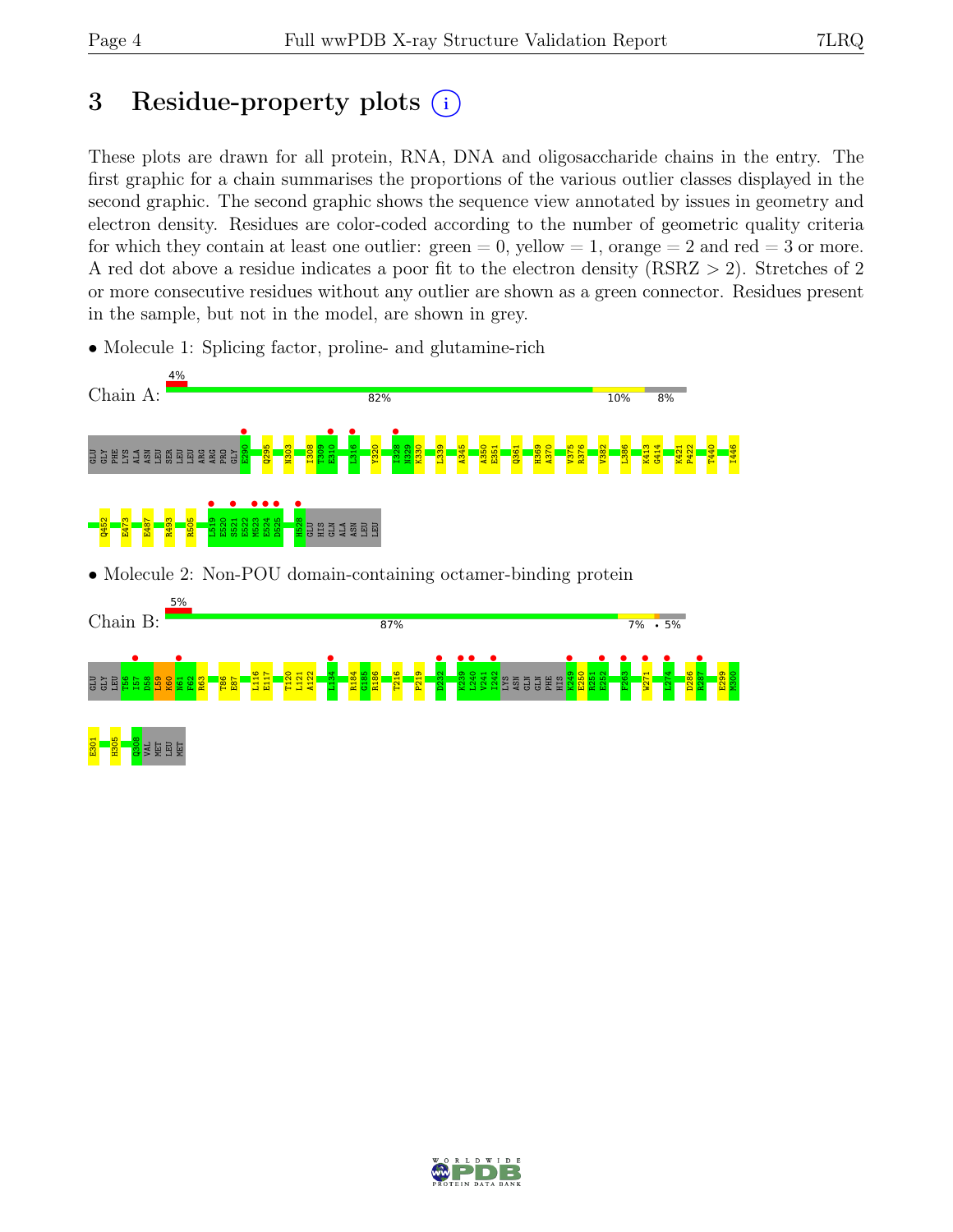# 3 Residue-property plots

These plots are drawn for all protein, RNA, DNA and oligosaccharide chains in the entry. The first graphic for a chain summarises the proportions of the various outlier classes displayed in the second graphic. The second graphic shows the sequence view annotated by issues in geometry and electron density. Residues are color-coded according to the number of geometric quality criteria for which they contain at least one outlier: green = 0, yellow = 1, orange = 2 and red = 3 or more. A red dot above a residue indicates a poor fit to the electron density (RSRZ > 2). Stretches of 2 or more consecutive residues without any outlier are shown as a green connector. Residues present in the sample, but not in the model, are shown in grey.

- Molecule 1: Splicing factor, proline- and glutamine-rich

Chain A: 4% | 82% | 10% | 8%

GLU GLY PHE LYS ALA ASN LEU SER LEU LEU ARG ARG PRO GLY E290 Q295 N303 I308 T309 E310 L316 Y320 I328 N329 K330 L339 A345 A350 E351 Q361 H369 A370 V375 R376 V382 L386 K413 G414 K421 P422 T440 I446 Q452 E473 E487 R493 R505 L519 E520 S521 E522 M523 E524 D525 H528 GLU HIS GLN ALA ASN LEU LEU

- Molecule 2: Non-POU domain-containing octamer-binding protein

Chain B: 5% | 87% | 7% | • | 5%

GLU GLY LEU T56 I57 D58 L59 K60 N61 F62 R63 T86 E87 L116 E117 T120 L121 A122 L134 R184 G185 R186 T216 P219 D232 K239 L240 V241 I242 LYS ASN GLN GLN PHE HIS K249 E250 R251 E252 F263 W271 L274 D286 R287 E299 M300 E301 H305 Q308 VAL MET LEU MET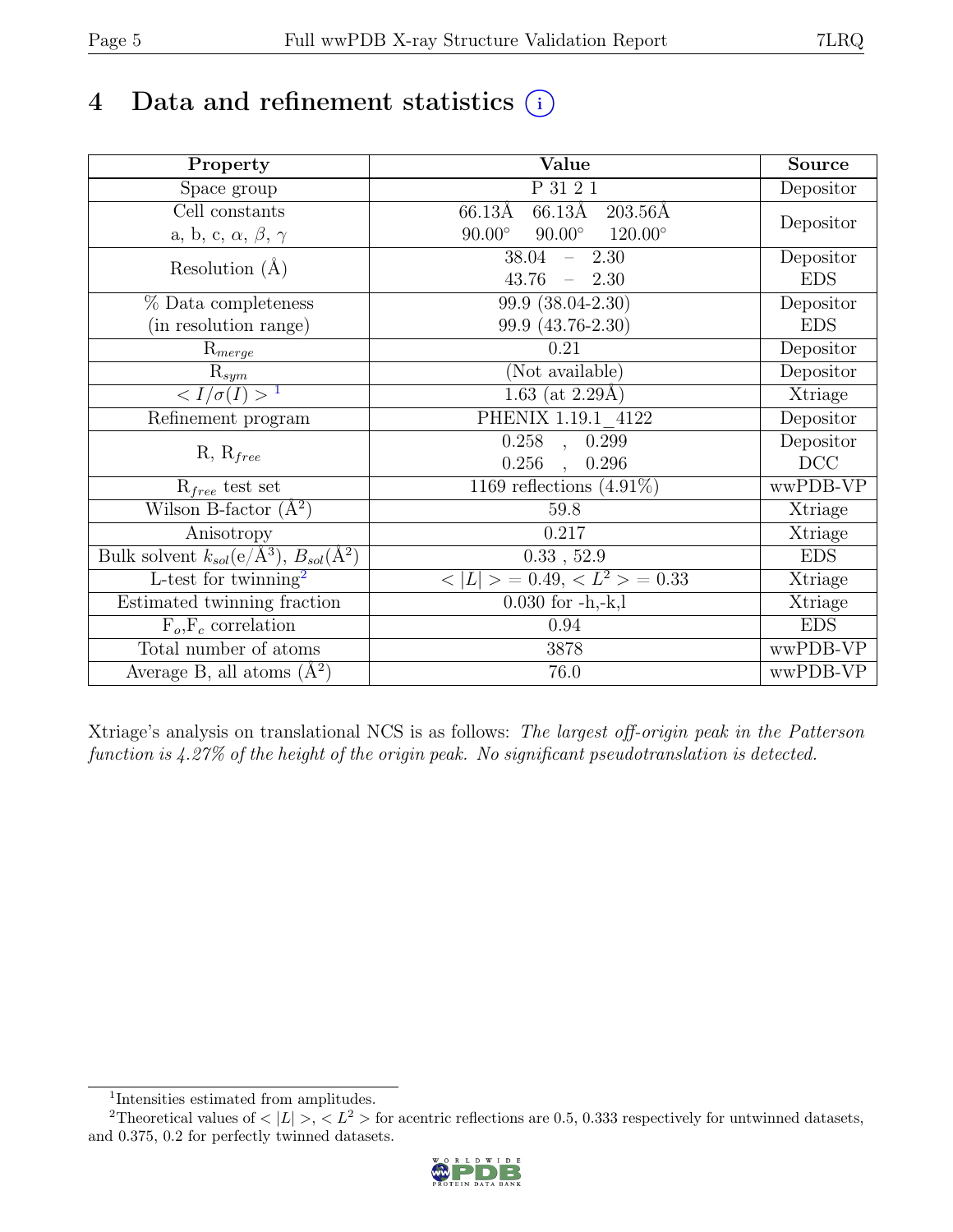# 4 Data and refinement statistics

| Property | Value | Source |
|---|---|---|
| Space group | P 31 2 1 | Depositor |
| Cell constants<br>a, b, c, $\alpha$, $\beta$, $\gamma$ | 66.13Å 66.13Å 203.56Å<br>90.00° 90.00° 120.00° | Depositor |
| Resolution (Å) | 38.04 – 2.30 | Depositor |
| | 43.76 – 2.30 | EDS |
| % Data completeness<br>(in resolution range) | 99.9 (38.04-2.30) | Depositor |
| | 99.9 (43.76-2.30) | EDS |
| $R_{merge}$ | 0.21 | Depositor |
| $R_{sym}$ | (Not available) | Depositor |
| $< I/\sigma(I) >$ [1] | 1.63 (at 2.29Å) | Xtriage |
| Refinement program | PHENIX 1.19.1_4122 | Depositor |
| R, $R_{free}$ | 0.258 , 0.299 | Depositor |
| | 0.256 , 0.296 | DCC |
| $R_{free}$ test set | 1169 reflections (4.91%) | wwPDB-VP |
| Wilson B-factor (Å$^2$) | 59.8 | Xtriage |
| Anisotropy | 0.217 | Xtriage |
| Bulk solvent $k_{sol}$(e/Å$^3$), $B_{sol}$(Å$^2$) | 0.33 , 52.9 | EDS |
| L-test for twinning[2] | $< \|L\| > = 0.49$, $< L^2 > = 0.33$ | Xtriage |
| Estimated twinning fraction | 0.030 for -h,-k,l | Xtriage |
| $F_o$,$F_c$ correlation | 0.94 | EDS |
| Total number of atoms | 3878 | wwPDB-VP |
| Average B, all atoms (Å$^2$) | 76.0 | wwPDB-VP |

Xtriage's analysis on translational NCS is as follows: *The largest off-origin peak in the Patterson function is 4.27% of the height of the origin peak. No significant pseudotranslation is detected.*

[1] Intensities estimated from amplitudes.

[2] Theoretical values of $< |L| >$, $< L^2 >$ for acentric reflections are 0.5, 0.333 respectively for untwinned datasets, and 0.375, 0.2 for perfectly twinned datasets.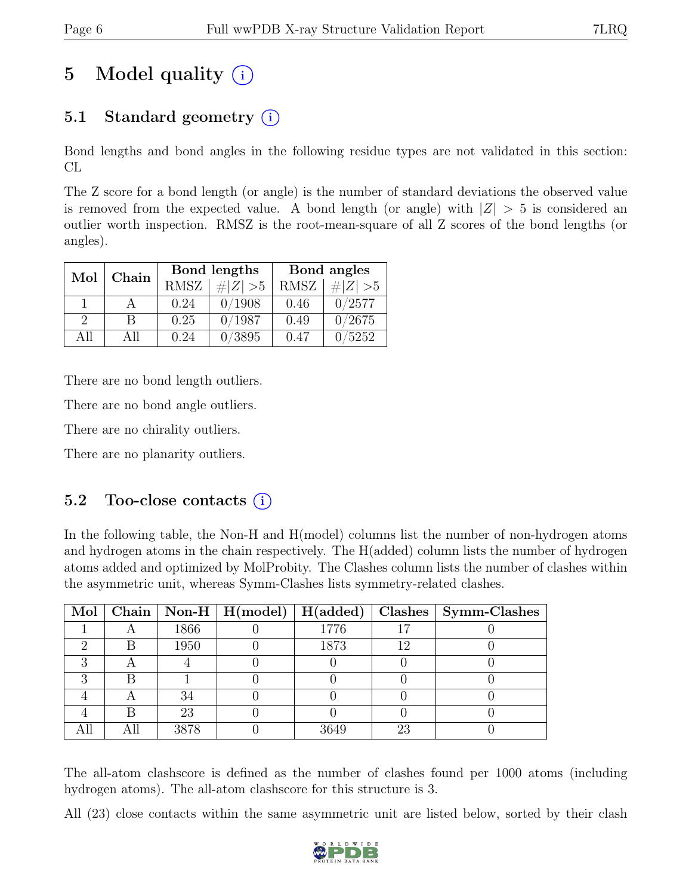# 5 Model quality (i)

## 5.1 Standard geometry (i)

Bond lengths and bond angles in the following residue types are not validated in this section: CL

The Z score for a bond length (or angle) is the number of standard deviations the observed value is removed from the expected value. A bond length (or angle) with $|Z| > 5$ is considered an outlier worth inspection. RMSZ is the root-mean-square of all Z scores of the bond lengths (or angles).

| Mol | Chain | Bond lengths | | Bond angles | |
|---|---|---|---|---|---|
| | | RMSZ | #$\|Z\|$ >5 | RMSZ | #$\|Z\|$ >5 |
| 1 | A | 0.24 | 0/1908 | 0.46 | 0/2577 |
| 2 | B | 0.25 | 0/1987 | 0.49 | 0/2675 |
| All | All | 0.24 | 0/3895 | 0.47 | 0/5252 |

There are no bond length outliers.

There are no bond angle outliers.

There are no chirality outliers.

There are no planarity outliers.

## 5.2 Too-close contacts (i)

In the following table, the Non-H and H(model) columns list the number of non-hydrogen atoms and hydrogen atoms in the chain respectively. The H(added) column lists the number of hydrogen atoms added and optimized by MolProbity. The Clashes column lists the number of clashes within the asymmetric unit, whereas Symm-Clashes lists symmetry-related clashes.

| Mol | Chain | Non-H | H(model) | H(added) | Clashes | Symm-Clashes |
|---|---|---|---|---|---|---|
| 1 | A | 1866 | 0 | 1776 | 17 | 0 |
| 2 | B | 1950 | 0 | 1873 | 12 | 0 |
| 3 | A | 4 | 0 | 0 | 0 | 0 |
| 3 | B | 1 | 0 | 0 | 0 | 0 |
| 4 | A | 34 | 0 | 0 | 0 | 0 |
| 4 | B | 23 | 0 | 0 | 0 | 0 |
| All | All | 3878 | 0 | 3649 | 23 | 0 |

The all-atom clashscore is defined as the number of clashes found per 1000 atoms (including hydrogen atoms). The all-atom clashscore for this structure is 3.

All (23) close contacts within the same asymmetric unit are listed below, sorted by their clash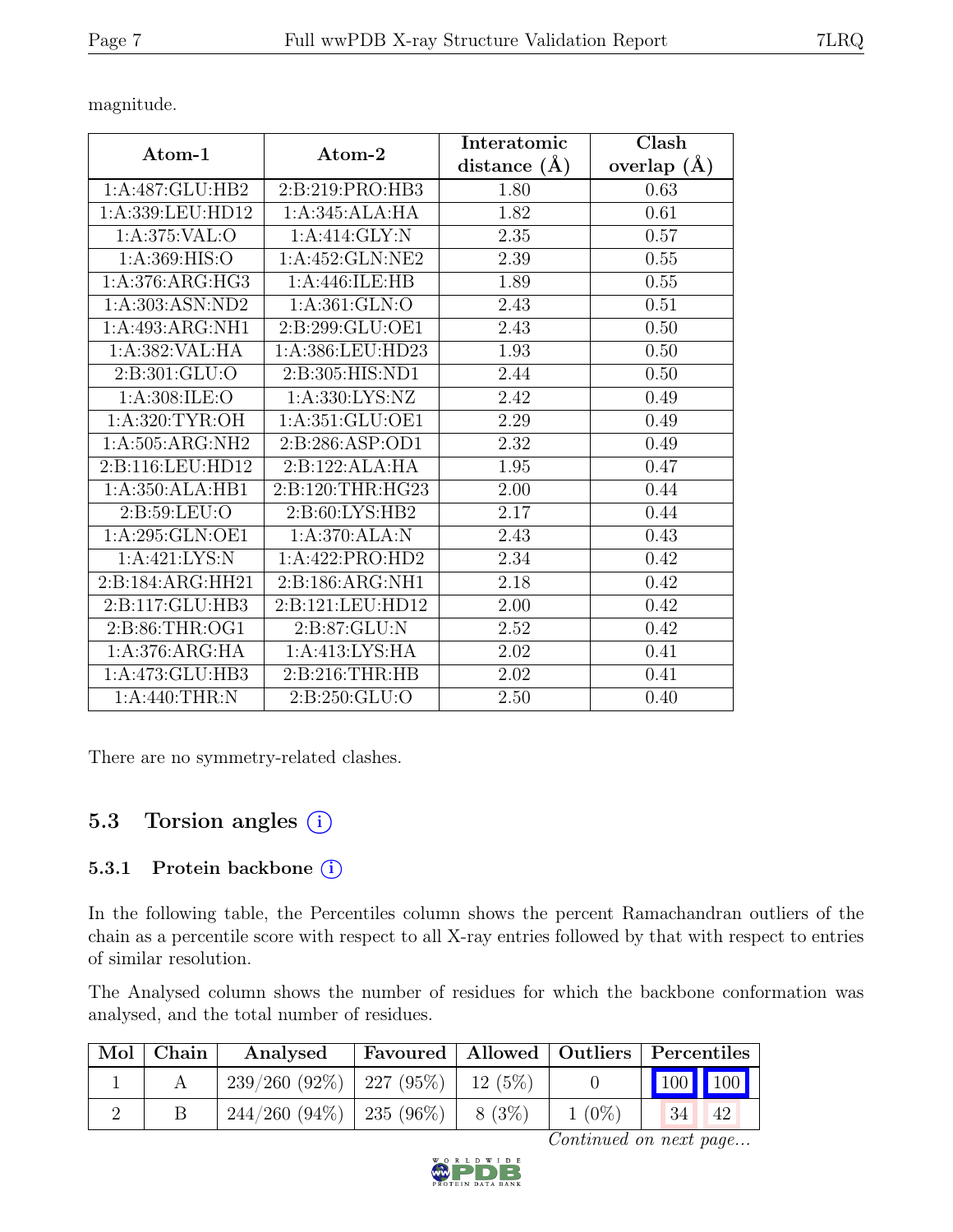magnitude.

| Atom-1 | Atom-2 | Interatomic distance (Å) | Clash overlap (Å) |
|---|---|---|---|
| 1:A:487:GLU:HB2 | 2:B:219:PRO:HB3 | 1.80 | 0.63 |
| 1:A:339:LEU:HD12 | 1:A:345:ALA:HA | 1.82 | 0.61 |
| 1:A:375:VAL:O | 1:A:414:GLY:N | 2.35 | 0.57 |
| 1:A:369:HIS:O | 1:A:452:GLN:NE2 | 2.39 | 0.55 |
| 1:A:376:ARG:HG3 | 1:A:446:ILE:HB | 1.89 | 0.55 |
| 1:A:303:ASN:ND2 | 1:A:361:GLN:O | 2.43 | 0.51 |
| 1:A:493:ARG:NH1 | 2:B:299:GLU:OE1 | 2.43 | 0.50 |
| 1:A:382:VAL:HA | 1:A:386:LEU:HD23 | 1.93 | 0.50 |
| 2:B:301:GLU:O | 2:B:305:HIS:ND1 | 2.44 | 0.50 |
| 1:A:308:ILE:O | 1:A:330:LYS:NZ | 2.42 | 0.49 |
| 1:A:320:TYR:OH | 1:A:351:GLU:OE1 | 2.29 | 0.49 |
| 1:A:505:ARG:NH2 | 2:B:286:ASP:OD1 | 2.32 | 0.49 |
| 2:B:116:LEU:HD12 | 2:B:122:ALA:HA | 1.95 | 0.47 |
| 1:A:350:ALA:HB1 | 2:B:120:THR:HG23 | 2.00 | 0.44 |
| 2:B:59:LEU:O | 2:B:60:LYS:HB2 | 2.17 | 0.44 |
| 1:A:295:GLN:OE1 | 1:A:370:ALA:N | 2.43 | 0.43 |
| 1:A:421:LYS:N | 1:A:422:PRO:HD2 | 2.34 | 0.42 |
| 2:B:184:ARG:HH21 | 2:B:186:ARG:NH1 | 2.18 | 0.42 |
| 2:B:117:GLU:HB3 | 2:B:121:LEU:HD12 | 2.00 | 0.42 |
| 2:B:86:THR:OG1 | 2:B:87:GLU:N | 2.52 | 0.42 |
| 1:A:376:ARG:HA | 1:A:413:LYS:HA | 2.02 | 0.41 |
| 1:A:473:GLU:HB3 | 2:B:216:THR:HB | 2.02 | 0.41 |
| 1:A:440:THR:N | 2:B:250:GLU:O | 2.50 | 0.40 |

There are no symmetry-related clashes.

## 5.3 Torsion angles

### 5.3.1 Protein backbone

In the following table, the Percentiles column shows the percent Ramachandran outliers of the chain as a percentile score with respect to all X-ray entries followed by that with respect to entries of similar resolution.

The Analysed column shows the number of residues for which the backbone conformation was analysed, and the total number of residues.

| Mol | Chain | Analysed | Favoured | Allowed | Outliers | Percentiles | |
|---|---|---|---|---|---|---|---|
| 1 | A | 239/260 (92%) | 227 (95%) | 12 (5%) | 0 | 100 | 100 |
| 2 | B | 244/260 (94%) | 235 (96%) | 8 (3%) | 1 (0%) | 34 | 42 |

*Continued on next page...*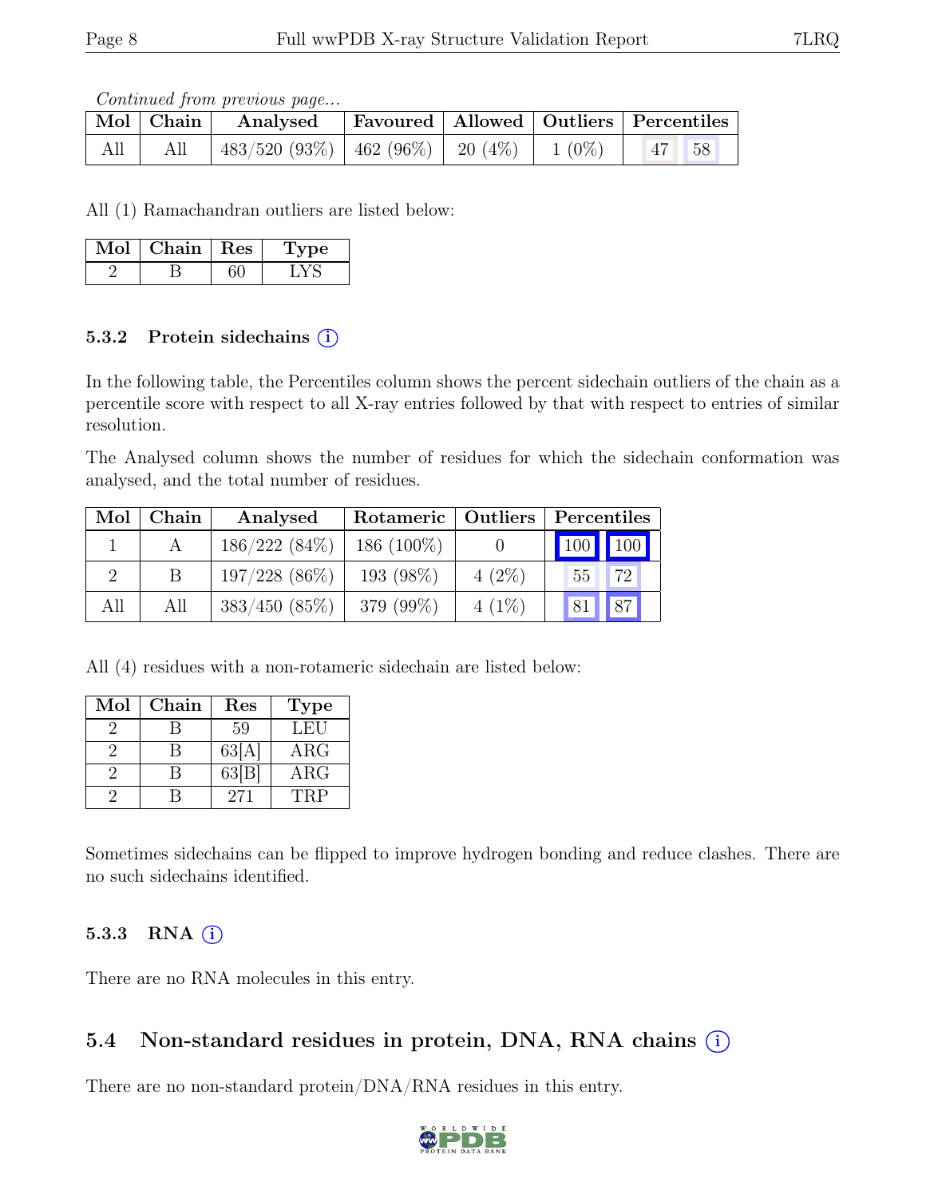*Continued from previous page...*

| Mol | Chain | Analysed | Favoured | Allowed | Outliers | Percentiles | |
|---|---|---|---|---|---|---|---|
| All | All | 483/520 (93%) | 462 (96%) | 20 (4%) | 1 (0%) | 47 | 58 |

All (1) Ramachandran outliers are listed below:

| Mol | Chain | Res | Type |
|---|---|---|---|
| 2 | B | 60 | LYS |

### 5.3.2 Protein sidechains

In the following table, the Percentiles column shows the percent sidechain outliers of the chain as a percentile score with respect to all X-ray entries followed by that with respect to entries of similar resolution.

The Analysed column shows the number of residues for which the sidechain conformation was analysed, and the total number of residues.

| Mol | Chain | Analysed | Rotameric | Outliers | Percentiles | |
|---|---|---|---|---|---|---|
| 1 | A | 186/222 (84%) | 186 (100%) | 0 | 100 | 100 |
| 2 | B | 197/228 (86%) | 193 (98%) | 4 (2%) | 55 | 72 |
| All | All | 383/450 (85%) | 379 (99%) | 4 (1%) | 81 | 87 |

All (4) residues with a non-rotameric sidechain are listed below:

| Mol | Chain | Res | Type |
|---|---|---|---|
| 2 | B | 59 | LEU |
| 2 | B | 63[A] | ARG |
| 2 | B | 63[B] | ARG |
| 2 | B | 271 | TRP |

Sometimes sidechains can be flipped to improve hydrogen bonding and reduce clashes. There are no such sidechains identified.

### 5.3.3 RNA

There are no RNA molecules in this entry.

## 5.4 Non-standard residues in protein, DNA, RNA chains

There are no non-standard protein/DNA/RNA residues in this entry.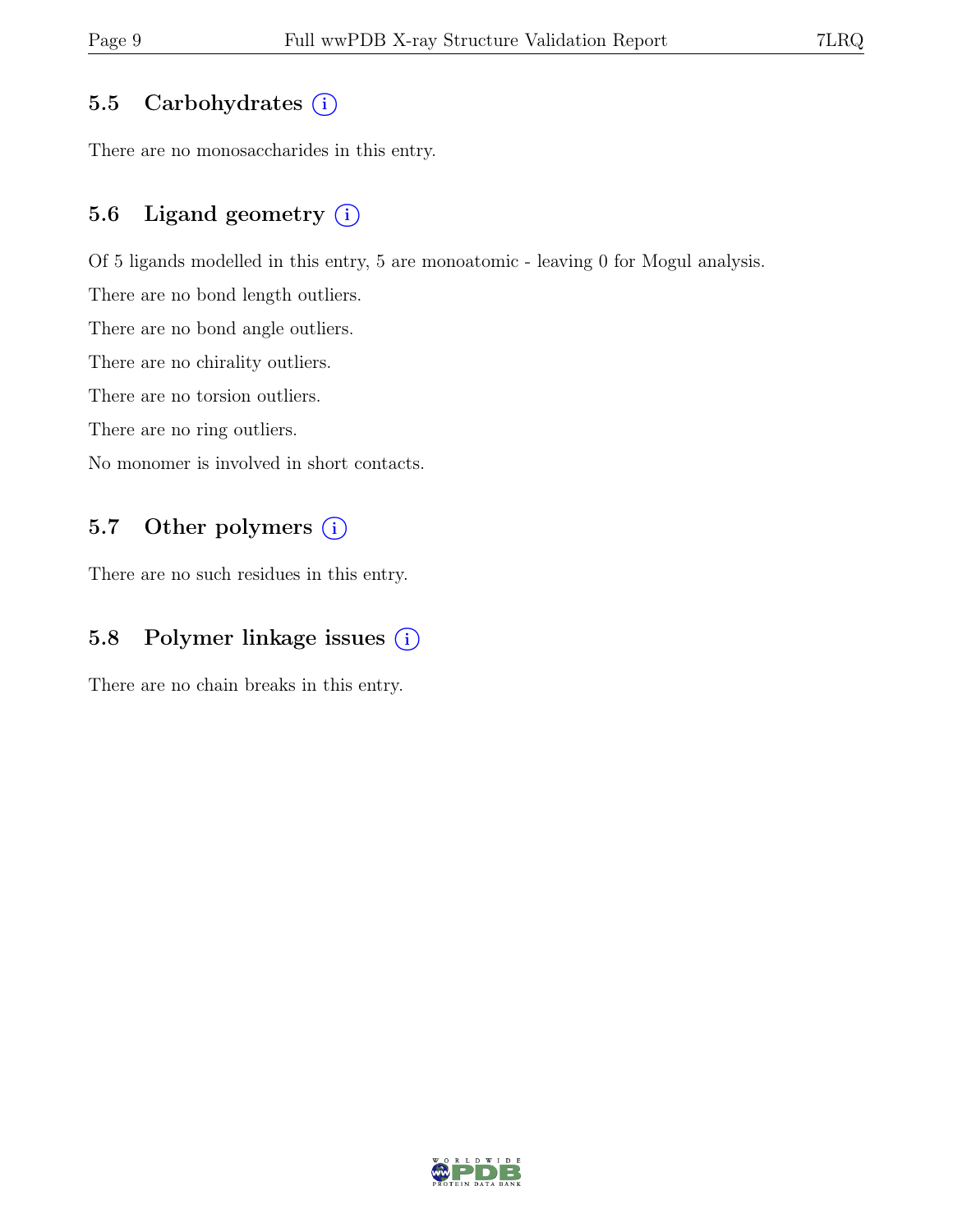### 5.5 Carbohydrates

There are no monosaccharides in this entry.

### 5.6 Ligand geometry

Of 5 ligands modelled in this entry, 5 are monoatomic - leaving 0 for Mogul analysis.

There are no bond length outliers.

There are no bond angle outliers.

There are no chirality outliers.

There are no torsion outliers.

There are no ring outliers.

No monomer is involved in short contacts.

### 5.7 Other polymers

There are no such residues in this entry.

### 5.8 Polymer linkage issues

There are no chain breaks in this entry.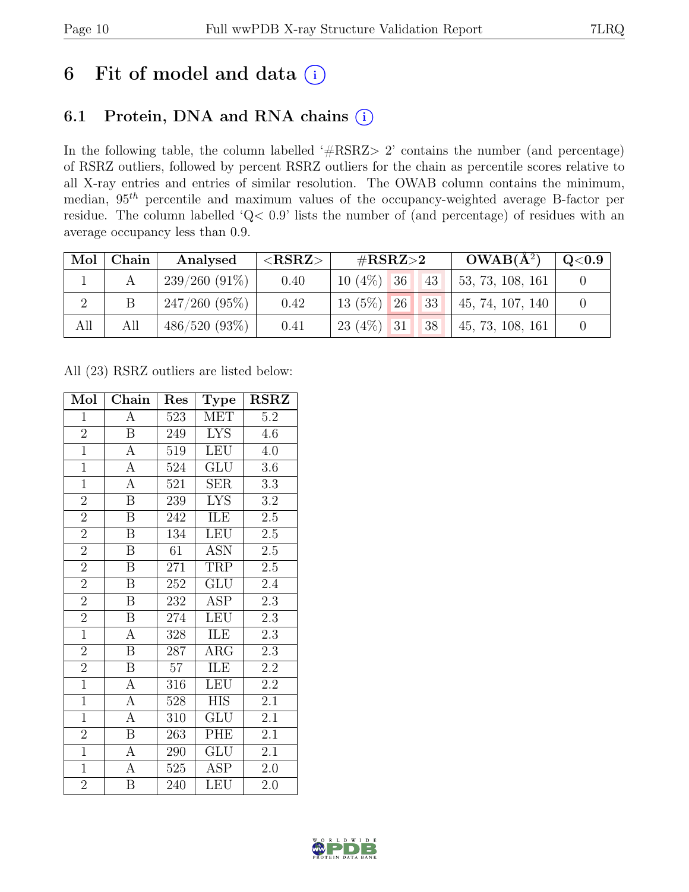# 6 Fit of model and data (i)

## 6.1 Protein, DNA and RNA chains (i)

In the following table, the column labelled '#RSRZ> 2' contains the number (and percentage) of RSRZ outliers, followed by percent RSRZ outliers for the chain as percentile scores relative to all X-ray entries and entries of similar resolution. The OWAB column contains the minimum, median, $95^{th}$ percentile and maximum values of the occupancy-weighted average B-factor per residue. The column labelled 'Q< 0.9' lists the number of (and percentage) of residues with an average occupancy less than 0.9.

| Mol | Chain | Analysed | <RSRZ> | #RSRZ>2 | | | OWAB(Å²) | Q<0.9 |
|---|---|---|---|---|---|---|---|---|
| 1 | A | 239/260 (91%) | 0.40 | 10 (4%) | 36 | 43 | 53, 73, 108, 161 | 0 |
| 2 | B | 247/260 (95%) | 0.42 | 13 (5%) | 26 | 33 | 45, 74, 107, 140 | 0 |
| All | All | 486/520 (93%) | 0.41 | 23 (4%) | 31 | 38 | 45, 73, 108, 161 | 0 |

All (23) RSRZ outliers are listed below:

| Mol | Chain | Res | Type | RSRZ |
|---|---|---|---|---|
| 1 | A | 523 | MET | 5.2 |
| 2 | B | 249 | LYS | 4.6 |
| 1 | A | 519 | LEU | 4.0 |
| 1 | A | 524 | GLU | 3.6 |
| 1 | A | 521 | SER | 3.3 |
| 2 | B | 239 | LYS | 3.2 |
| 2 | B | 242 | ILE | 2.5 |
| 2 | B | 134 | LEU | 2.5 |
| 2 | B | 61 | ASN | 2.5 |
| 2 | B | 271 | TRP | 2.5 |
| 2 | B | 252 | GLU | 2.4 |
| 2 | B | 232 | ASP | 2.3 |
| 2 | B | 274 | LEU | 2.3 |
| 1 | A | 328 | ILE | 2.3 |
| 2 | B | 287 | ARG | 2.3 |
| 2 | B | 57 | ILE | 2.2 |
| 1 | A | 316 | LEU | 2.2 |
| 1 | A | 528 | HIS | 2.1 |
| 1 | A | 310 | GLU | 2.1 |
| 2 | B | 263 | PHE | 2.1 |
| 1 | A | 290 | GLU | 2.1 |
| 1 | A | 525 | ASP | 2.0 |
| 2 | B | 240 | LEU | 2.0 |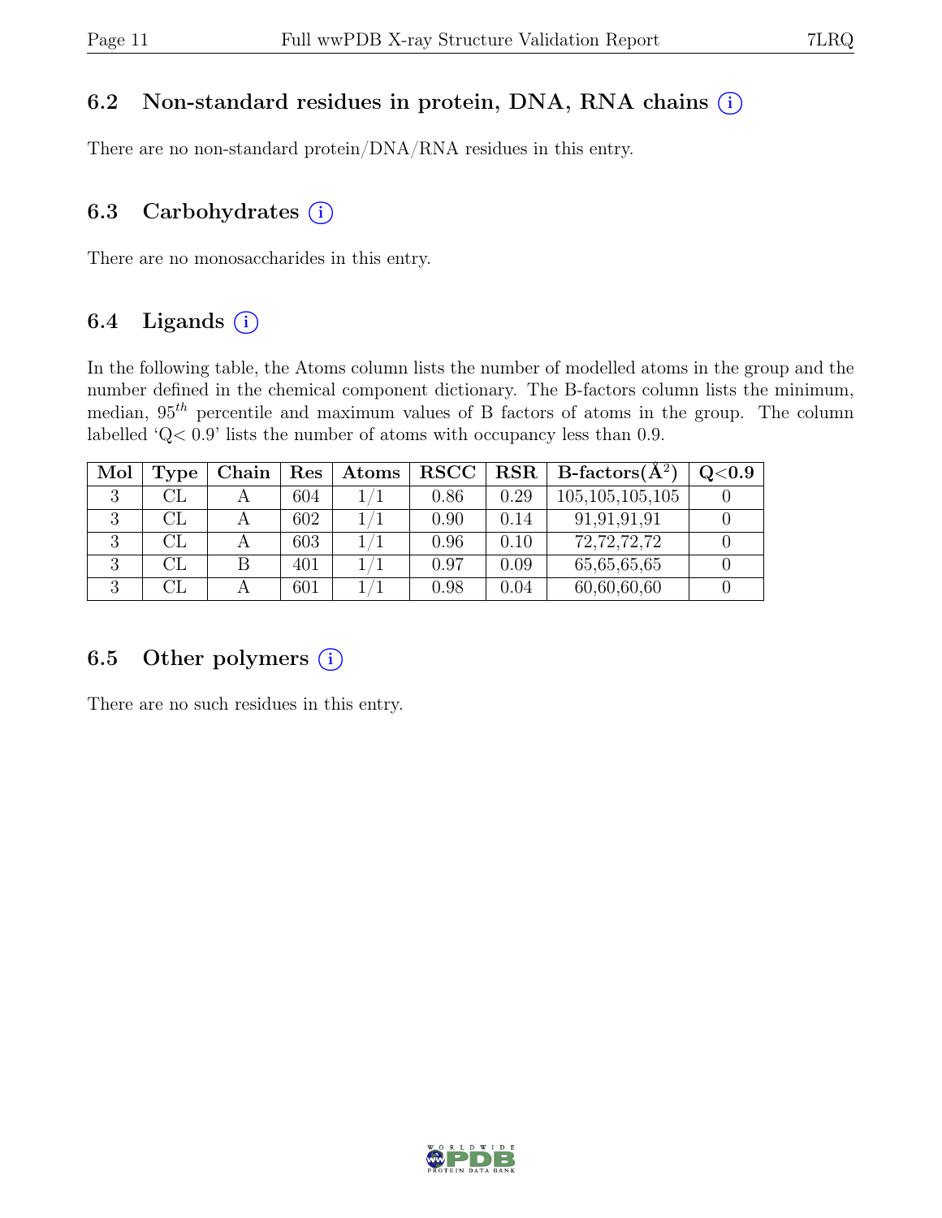### 6.2 Non-standard residues in protein, DNA, RNA chains (i)

There are no non-standard protein/DNA/RNA residues in this entry.

### 6.3 Carbohydrates (i)

There are no monosaccharides in this entry.

### 6.4 Ligands (i)

In the following table, the Atoms column lists the number of modelled atoms in the group and the number defined in the chemical component dictionary. The B-factors column lists the minimum, median, $95^{th}$ percentile and maximum values of B factors of atoms in the group. The column labelled 'Q< 0.9' lists the number of atoms with occupancy less than 0.9.

| Mol | Type | Chain | Res | Atoms | RSCC | RSR | B-factors(Å$^2$) | Q<0.9 |
|---|---|---|---|---|---|---|---|---|
| 3 | CL | A | 604 | 1/1 | 0.86 | 0.29 | 105,105,105,105 | 0 |
| 3 | CL | A | 602 | 1/1 | 0.90 | 0.14 | 91,91,91,91 | 0 |
| 3 | CL | A | 603 | 1/1 | 0.96 | 0.10 | 72,72,72,72 | 0 |
| 3 | CL | B | 401 | 1/1 | 0.97 | 0.09 | 65,65,65,65 | 0 |
| 3 | CL | A | 601 | 1/1 | 0.98 | 0.04 | 60,60,60,60 | 0 |

### 6.5 Other polymers (i)

There are no such residues in this entry.